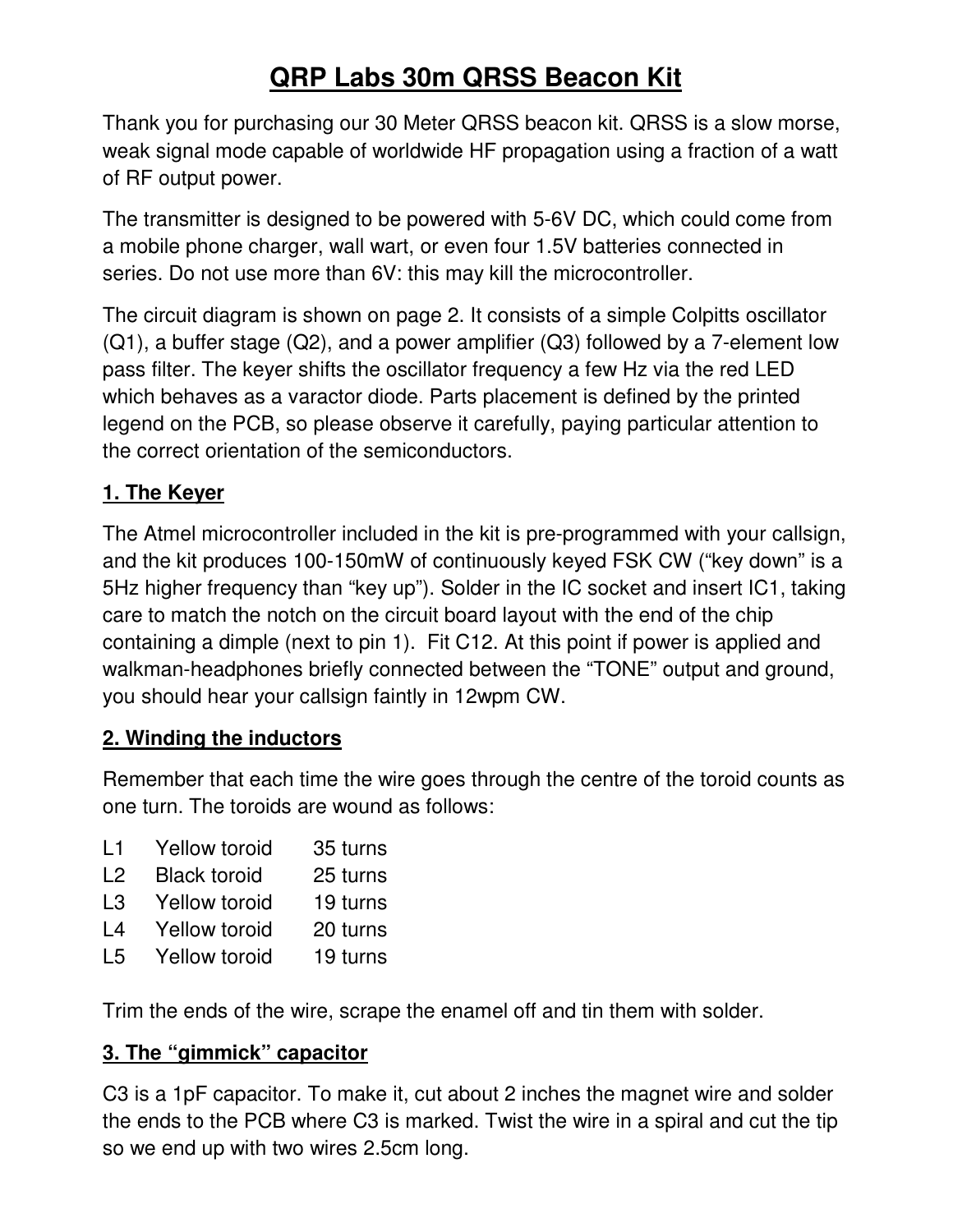# QRP Labs 30m QRSS Beacon Kit

Thank you for purchasing our 30 Meter QRSS beacon kit. QRSS is a slow morse, weak signal mode capable of worldwide HF propagation using a fraction of a watt of RF output power.

The transmitter is designed to be powered with 5-6V DC, which could come from a mobile phone charger, wall wart, or even four 1.5V batteries connected in series. Do not use more than 6V: this may kill the microcontroller.

The circuit diagram is shown on page 2. It consists of a simple Colpitts oscillator (Q1), a buffer stage (Q2), and a power amplifier (Q3) followed by a 7-element low pass filter. The keyer shifts the oscillator frequency a few Hz via the red LED which behaves as a varactor diode. Parts placement is defined by the printed legend on the PCB, so please observe it carefully, paying particular attention to the correct orientation of the semiconductors.

## 1. The Keyer

The Atmel microcontroller included in the kit is pre-programmed with your callsign, and the kit produces 100-150mW of continuously keyed FSK CW ("key down" is a 5Hz higher frequency than "key up"). Solder in the IC socket and insert IC1, taking care to match the notch on the circuit board layout with the end of the chip containing a dimple (next to pin 1). Fit C12. At this point if power is applied and walkman-headphones briefly connected between the "TONE" output and ground, you should hear your callsign faintly in 12wpm CW.

## 2. Winding the inductors

Remember that each time the wire goes through the centre of the toroid counts as one turn. The toroids are wound as follows:

| | | |
|---|---|---|
| L1 | Yellow toroid | 35 turns |
| L2 | Black toroid | 25 turns |
| L3 | Yellow toroid | 19 turns |
| L4 | Yellow toroid | 20 turns |
| L5 | Yellow toroid | 19 turns |

Trim the ends of the wire, scrape the enamel off and tin them with solder.

## 3. The "gimmick" capacitor

C3 is a 1pF capacitor. To make it, cut about 2 inches the magnet wire and solder the ends to the PCB where C3 is marked. Twist the wire in a spiral and cut the tip so we end up with two wires 2.5cm long.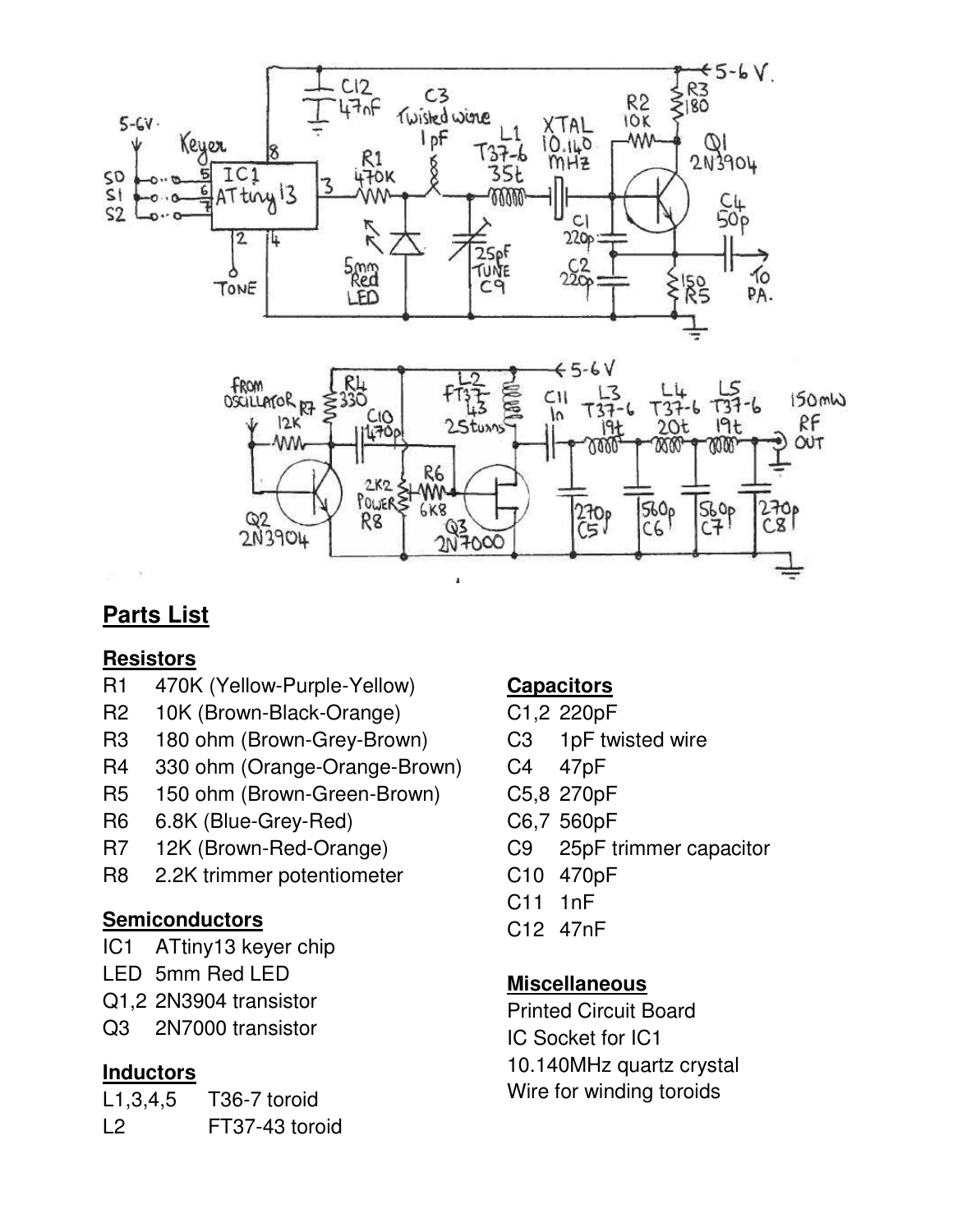## Parts List

### Resistors

| | |
|---|---|
| R1 | 470K (Yellow-Purple-Yellow) |
| R2 | 10K (Brown-Black-Orange) |
| R3 | 180 ohm (Brown-Grey-Brown) |
| R4 | 330 ohm (Orange-Orange-Brown) |
| R5 | 150 ohm (Brown-Green-Brown) |
| R6 | 6.8K (Blue-Grey-Red) |
| R7 | 12K (Brown-Red-Orange) |
| R8 | 2.2K trimmer potentiometer |

### Semiconductors

| | |
|---|---|
| IC1 | ATtiny13 keyer chip |
| LED | 5mm Red LED |
| Q1,2 | 2N3904 transistor |
| Q3 | 2N7000 transistor |

### Inductors

| | |
|---|---|
| L1,3,4,5 | T36-7 toroid |
| L2 | FT37-43 toroid |

### Capacitors

| | |
|---|---|
| C1,2 | 220pF |
| C3 | 1pF twisted wire |
| C4 | 47pF |
| C5,8 | 270pF |
| C6,7 | 560pF |
| C9 | 25pF trimmer capacitor |
| C10 | 470pF |
| C11 | 1nF |
| C12 | 47nF |

### Miscellaneous

Printed Circuit Board
IC Socket for IC1
10.140MHz quartz crystal
Wire for winding toroids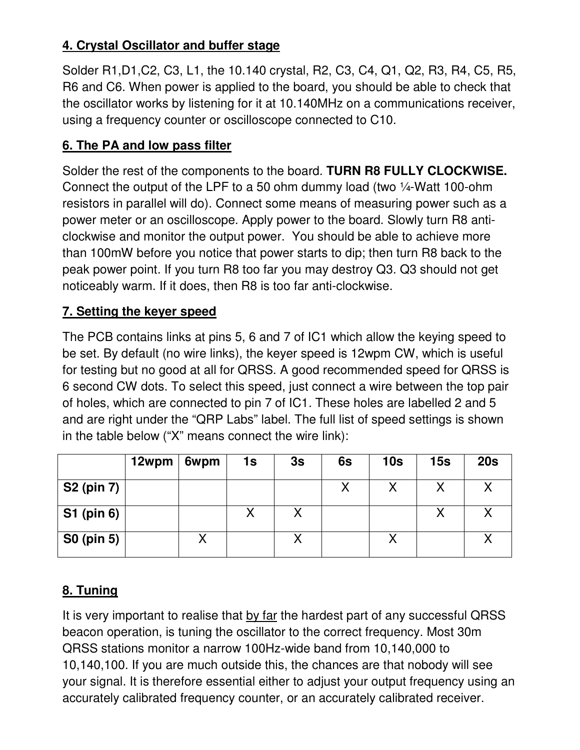## 4. Crystal Oscillator and buffer stage

Solder R1,D1,C2, C3, L1, the 10.140 crystal, R2, C3, C4, Q1, Q2, R3, R4, C5, R5, R6 and C6. When power is applied to the board, you should be able to check that the oscillator works by listening for it at 10.140MHz on a communications receiver, using a frequency counter or oscilloscope connected to C10.

## 6. The PA and low pass filter

Solder the rest of the components to the board. **TURN R8 FULLY CLOCKWISE.** Connect the output of the LPF to a 50 ohm dummy load (two ¼-Watt 100-ohm resistors in parallel will do). Connect some means of measuring power such as a power meter or an oscilloscope. Apply power to the board. Slowly turn R8 anti-clockwise and monitor the output power. You should be able to achieve more than 100mW before you notice that power starts to dip; then turn R8 back to the peak power point. If you turn R8 too far you may destroy Q3. Q3 should not get noticeably warm. If it does, then R8 is too far anti-clockwise.

## 7. Setting the keyer speed

The PCB contains links at pins 5, 6 and 7 of IC1 which allow the keying speed to be set. By default (no wire links), the keyer speed is 12wpm CW, which is useful for testing but no good at all for QRSS. A good recommended speed for QRSS is 6 second CW dots. To select this speed, just connect a wire between the top pair of holes, which are connected to pin 7 of IC1. These holes are labelled 2 and 5 and are right under the “QRP Labs” label. The full list of speed settings is shown in the table below (“X” means connect the wire link):

| | 12wpm | 6wpm | 1s | 3s | 6s | 10s | 15s | 20s |
|---|---|---|---|---|---|---|---|---|
| **S2 (pin 7)** | | | | | X | X | X | X |
| **S1 (pin 6)** | | | X | X | | | X | X |
| **S0 (pin 5)** | | X | | X | | X | | X |

## 8. Tuning

It is very important to realise that by far the hardest part of any successful QRSS beacon operation, is tuning the oscillator to the correct frequency. Most 30m QRSS stations monitor a narrow 100Hz-wide band from 10,140,000 to 10,140,100. If you are much outside this, the chances are that nobody will see your signal. It is therefore essential either to adjust your output frequency using an accurately calibrated frequency counter, or an accurately calibrated receiver.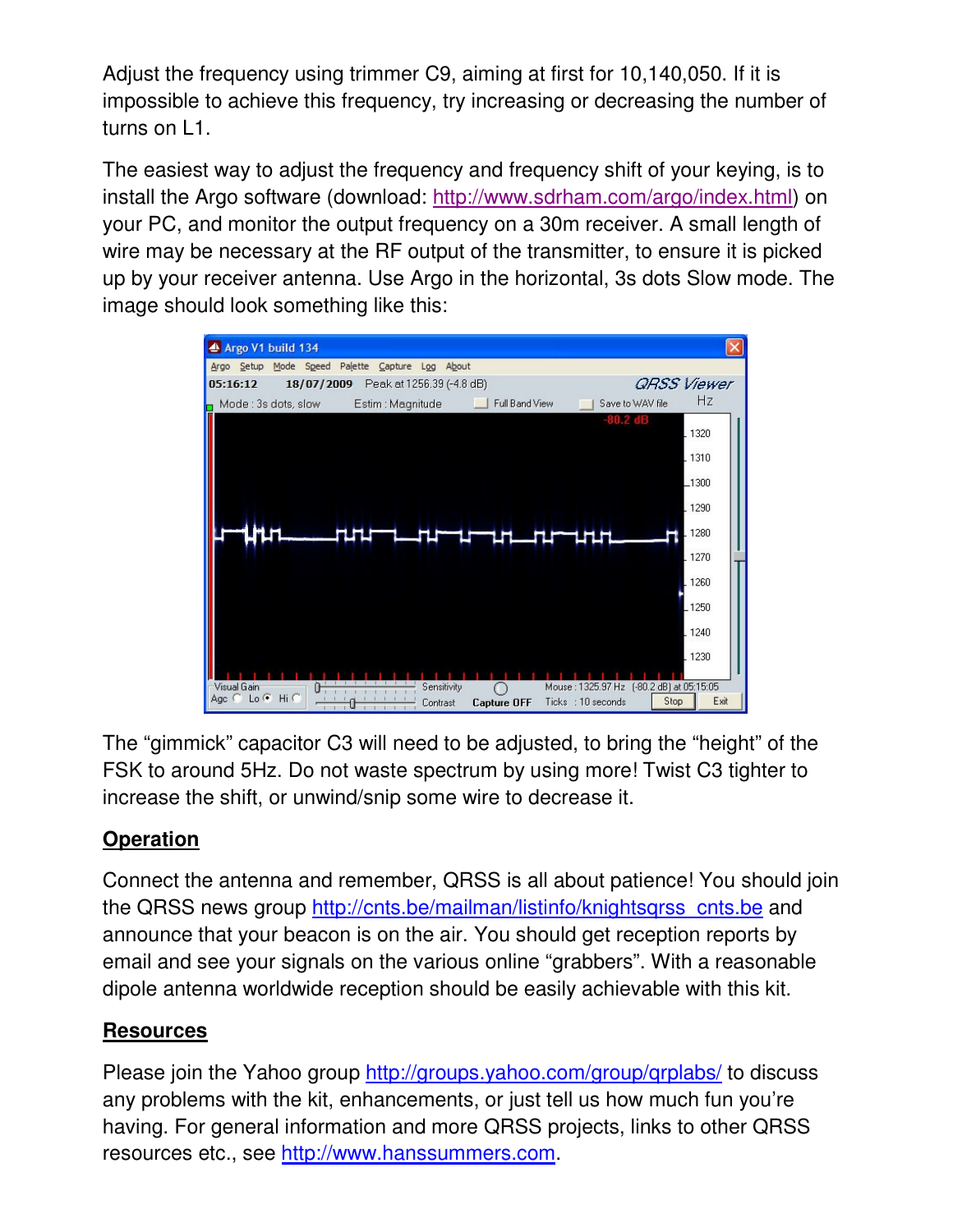Adjust the frequency using trimmer C9, aiming at first for 10,140,050. If it is impossible to achieve this frequency, try increasing or decreasing the number of turns on L1.

The easiest way to adjust the frequency and frequency shift of your keying, is to install the Argo software (download: http://www.sdrham.com/argo/index.html) on your PC, and monitor the output frequency on a 30m receiver. A small length of wire may be necessary at the RF output of the transmitter, to ensure it is picked up by your receiver antenna. Use Argo in the horizontal, 3s dots Slow mode. The image should look something like this:

The "gimmick" capacitor C3 will need to be adjusted, to bring the "height" of the FSK to around 5Hz. Do not waste spectrum by using more! Twist C3 tighter to increase the shift, or unwind/snip some wire to decrease it.

## Operation

Connect the antenna and remember, QRSS is all about patience! You should join the QRSS news group http://cnts.be/mailman/listinfo/knightsqrss_cnts.be and announce that your beacon is on the air. You should get reception reports by email and see your signals on the various online "grabbers". With a reasonable dipole antenna worldwide reception should be easily achievable with this kit.

## Resources

Please join the Yahoo group http://groups.yahoo.com/group/qrplabs/ to discuss any problems with the kit, enhancements, or just tell us how much fun you're having. For general information and more QRSS projects, links to other QRSS resources etc., see http://www.hanssummers.com.